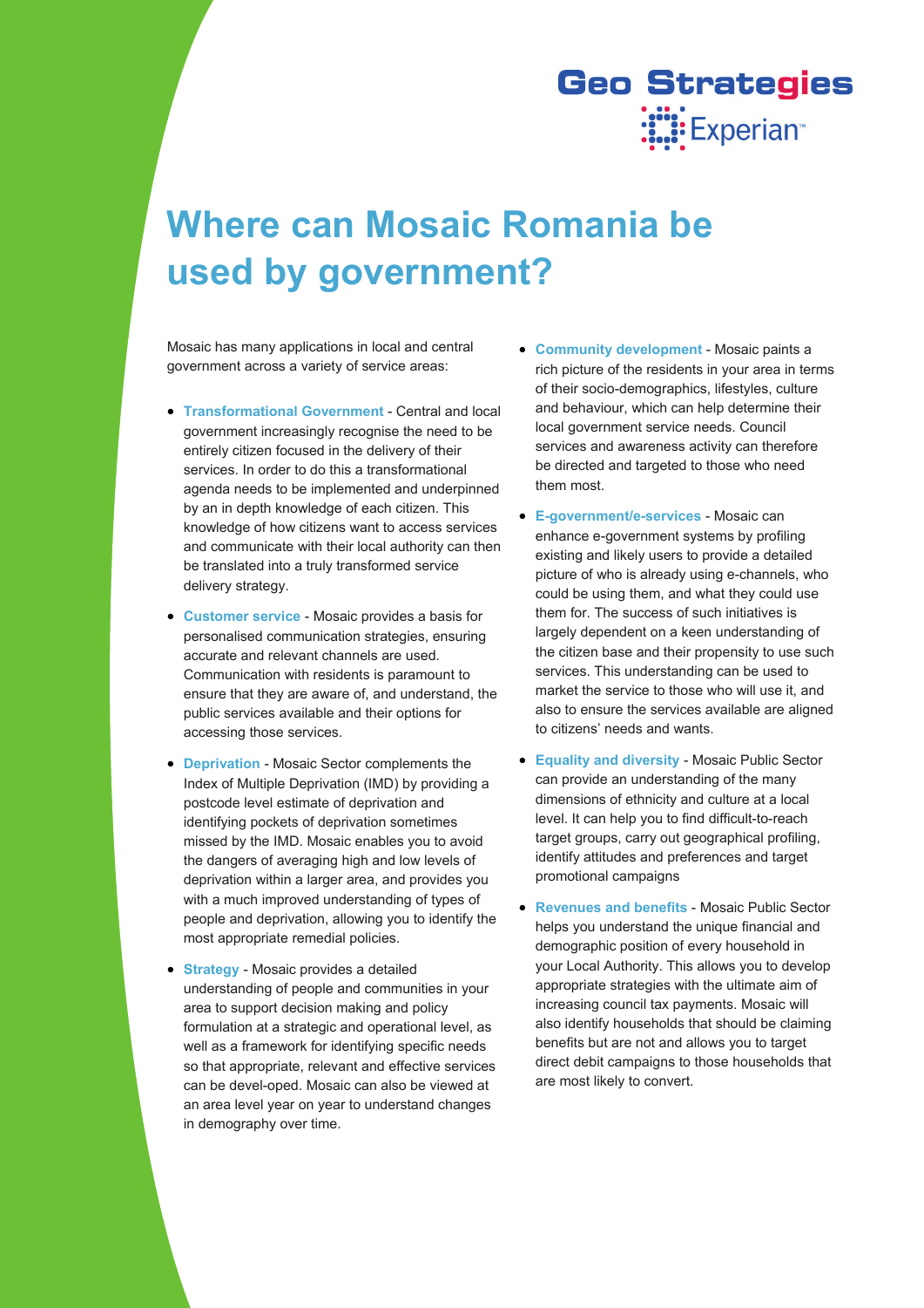Geo Strategies

Experian™

# Where can Mosaic Romania be used by government?

Mosaic has many applications in local and central government across a variety of service areas:

- **Transformational Government** - Central and local government increasingly recognise the need to be entirely citizen focused in the delivery of their services. In order to do this a transformational agenda needs to be implemented and underpinned by an in depth knowledge of each citizen. This knowledge of how citizens want to access services and communicate with their local authority can then be translated into a truly transformed service delivery strategy.
- **Customer service** - Mosaic provides a basis for personalised communication strategies, ensuring accurate and relevant channels are used. Communication with residents is paramount to ensure that they are aware of, and understand, the public services available and their options for accessing those services.
- **Deprivation** - Mosaic Sector complements the Index of Multiple Deprivation (IMD) by providing a postcode level estimate of deprivation and identifying pockets of deprivation sometimes missed by the IMD. Mosaic enables you to avoid the dangers of averaging high and low levels of deprivation within a larger area, and provides you with a much improved understanding of types of people and deprivation, allowing you to identify the most appropriate remedial policies.
- **Strategy** - Mosaic provides a detailed understanding of people and communities in your area to support decision making and policy formulation at a strategic and operational level, as well as a framework for identifying specific needs so that appropriate, relevant and effective services can be devel-oped. Mosaic can also be viewed at an area level year on year to understand changes in demography over time.
- **Community development** - Mosaic paints a rich picture of the residents in your area in terms of their socio-demographics, lifestyles, culture and behaviour, which can help determine their local government service needs. Council services and awareness activity can therefore be directed and targeted to those who need them most.
- **E-government/e-services** - Mosaic can enhance e-government systems by profiling existing and likely users to provide a detailed picture of who is already using e-channels, who could be using them, and what they could use them for. The success of such initiatives is largely dependent on a keen understanding of the citizen base and their propensity to use such services. This understanding can be used to market the service to those who will use it, and also to ensure the services available are aligned to citizens' needs and wants.
- **Equality and diversity** - Mosaic Public Sector can provide an understanding of the many dimensions of ethnicity and culture at a local level. It can help you to find difficult-to-reach target groups, carry out geographical profiling, identify attitudes and preferences and target promotional campaigns
- **Revenues and benefits** - Mosaic Public Sector helps you understand the unique financial and demographic position of every household in your Local Authority. This allows you to develop appropriate strategies with the ultimate aim of increasing council tax payments. Mosaic will also identify households that should be claiming benefits but are not and allows you to target direct debit campaigns to those households that are most likely to convert.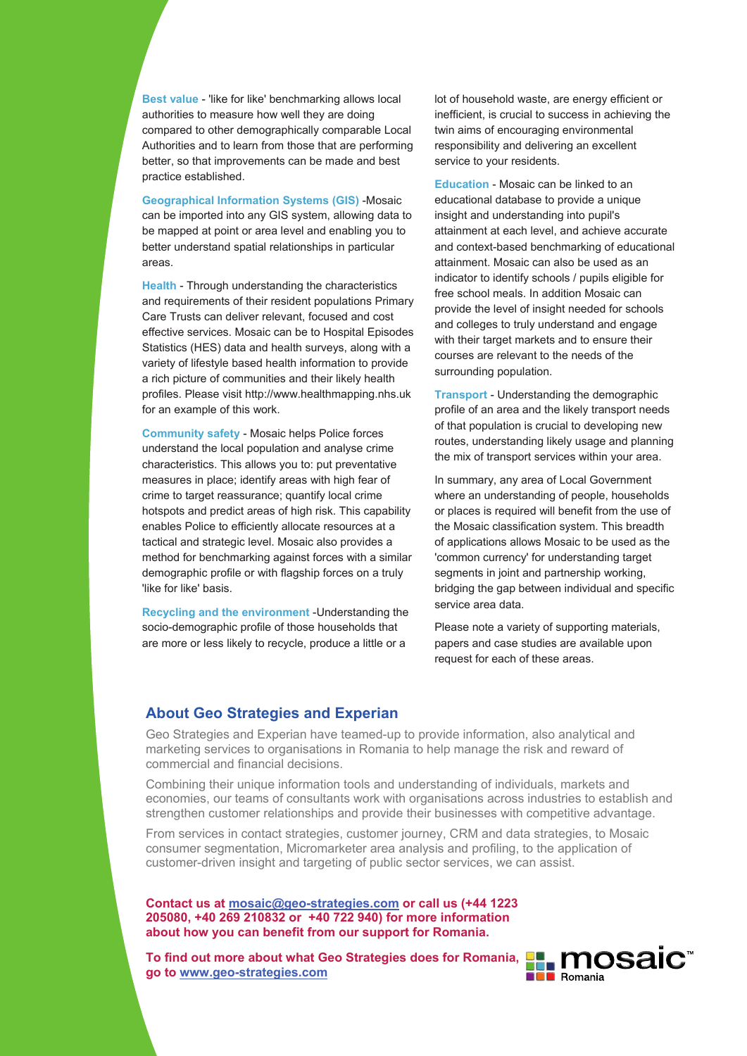**Best value** - 'like for like' benchmarking allows local authorities to measure how well they are doing compared to other demographically comparable Local Authorities and to learn from those that are performing better, so that improvements can be made and best practice established.

**Geographical Information Systems (GIS)** -Mosaic can be imported into any GIS system, allowing data to be mapped at point or area level and enabling you to better understand spatial relationships in particular areas.

**Health** - Through understanding the characteristics and requirements of their resident populations Primary Care Trusts can deliver relevant, focused and cost effective services. Mosaic can be to Hospital Episodes Statistics (HES) data and health surveys, along with a variety of lifestyle based health information to provide a rich picture of communities and their likely health profiles. Please visit http://www.healthmapping.nhs.uk for an example of this work.

**Community safety** - Mosaic helps Police forces understand the local population and analyse crime characteristics. This allows you to: put preventative measures in place; identify areas with high fear of crime to target reassurance; quantify local crime hotspots and predict areas of high risk. This capability enables Police to efficiently allocate resources at a tactical and strategic level. Mosaic also provides a method for benchmarking against forces with a similar demographic profile or with flagship forces on a truly 'like for like' basis.

**Recycling and the environment** -Understanding the socio-demographic profile of those households that are more or less likely to recycle, produce a little or a lot of household waste, are energy efficient or inefficient, is crucial to success in achieving the twin aims of encouraging environmental responsibility and delivering an excellent service to your residents.

**Education** - Mosaic can be linked to an educational database to provide a unique insight and understanding into pupil's attainment at each level, and achieve accurate and context-based benchmarking of educational attainment. Mosaic can also be used as an indicator to identify schools / pupils eligible for free school meals. In addition Mosaic can provide the level of insight needed for schools and colleges to truly understand and engage with their target markets and to ensure their courses are relevant to the needs of the surrounding population.

**Transport** - Understanding the demographic profile of an area and the likely transport needs of that population is crucial to developing new routes, understanding likely usage and planning the mix of transport services within your area.

In summary, any area of Local Government where an understanding of people, households or places is required will benefit from the use of the Mosaic classification system. This breadth of applications allows Mosaic to be used as the 'common currency' for understanding target segments in joint and partnership working, bridging the gap between individual and specific service area data.

Please note a variety of supporting materials, papers and case studies are available upon request for each of these areas.

## About Geo Strategies and Experian

Geo Strategies and Experian have teamed-up to provide information, also analytical and marketing services to organisations in Romania to help manage the risk and reward of commercial and financial decisions.

Combining their unique information tools and understanding of individuals, markets and economies, our teams of consultants work with organisations across industries to establish and strengthen customer relationships and provide their businesses with competitive advantage.

From services in contact strategies, customer journey, CRM and data strategies, to Mosaic consumer segmentation, Micromarketer area analysis and profiling, to the application of customer-driven insight and targeting of public sector services, we can assist.

**Contact us at mosaic@geo-strategies.com or call us (+44 1223 205080, +40 269 210832 or +40 722 940) for more information about how you can benefit from our support for Romania.**

**To find out more about what Geo Strategies does for Romania, go to www.geo-strategies.com**

mosaic™ Romania